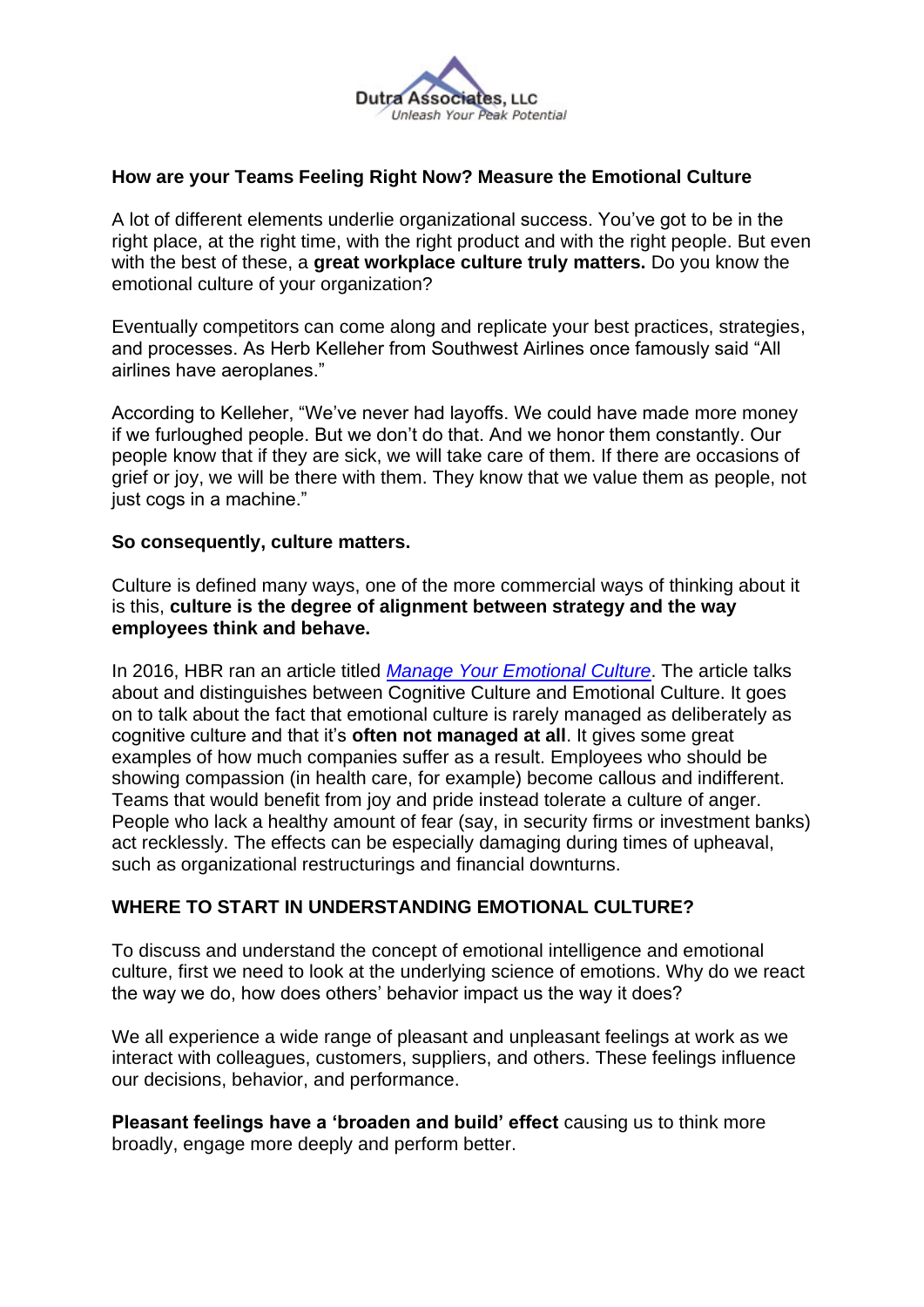Dutra Associates, LLC
*Unleash Your Peak Potential*

## How are your Teams Feeling Right Now? Measure the Emotional Culture

A lot of different elements underlie organizational success. You've got to be in the right place, at the right time, with the right product and with the right people. But even with the best of these, a **great workplace culture truly matters.** Do you know the emotional culture of your organization?

Eventually competitors can come along and replicate your best practices, strategies, and processes. As Herb Kelleher from Southwest Airlines once famously said "All airlines have aeroplanes."

According to Kelleher, "We've never had layoffs. We could have made more money if we furloughed people. But we don't do that. And we honor them constantly. Our people know that if they are sick, we will take care of them. If there are occasions of grief or joy, we will be there with them. They know that we value them as people, not just cogs in a machine."

**So consequently, culture matters.**

Culture is defined many ways, one of the more commercial ways of thinking about it is this, **culture is the degree of alignment between strategy and the way employees think and behave.**

In 2016, HBR ran an article titled *Manage Your Emotional Culture*. The article talks about and distinguishes between Cognitive Culture and Emotional Culture. It goes on to talk about the fact that emotional culture is rarely managed as deliberately as cognitive culture and that it's **often not managed at all**. It gives some great examples of how much companies suffer as a result. Employees who should be showing compassion (in health care, for example) become callous and indifferent. Teams that would benefit from joy and pride instead tolerate a culture of anger. People who lack a healthy amount of fear (say, in security firms or investment banks) act recklessly. The effects can be especially damaging during times of upheaval, such as organizational restructurings and financial downturns.

## WHERE TO START IN UNDERSTANDING EMOTIONAL CULTURE?

To discuss and understand the concept of emotional intelligence and emotional culture, first we need to look at the underlying science of emotions. Why do we react the way we do, how does others' behavior impact us the way it does?

We all experience a wide range of pleasant and unpleasant feelings at work as we interact with colleagues, customers, suppliers, and others. These feelings influence our decisions, behavior, and performance.

**Pleasant feelings have a 'broaden and build' effect** causing us to think more broadly, engage more deeply and perform better.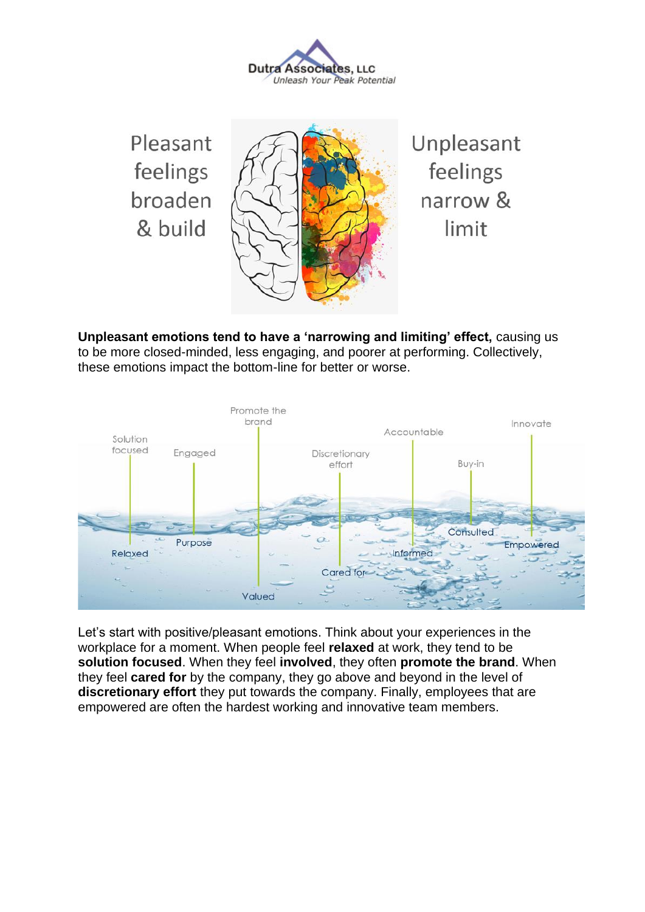Pleasant feelings broaden & build

Unpleasant feelings narrow & limit

**Unpleasant emotions tend to have a 'narrowing and limiting' effect,** causing us to be more closed-minded, less engaging, and poorer at performing. Collectively, these emotions impact the bottom-line for better or worse.

Solution focused — Relaxed

Engaged — Purpose

Promote the brand — Valued

Discretionary effort — Cared for

Accountable — Informed

Buy-in — Consulted

Innovate — Empowered

Let's start with positive/pleasant emotions. Think about your experiences in the workplace for a moment. When people feel **relaxed** at work, they tend to be **solution focused**. When they feel **involved**, they often **promote the brand**. When they feel **cared for** by the company, they go above and beyond in the level of **discretionary effort** they put towards the company. Finally, employees that are empowered are often the hardest working and innovative team members.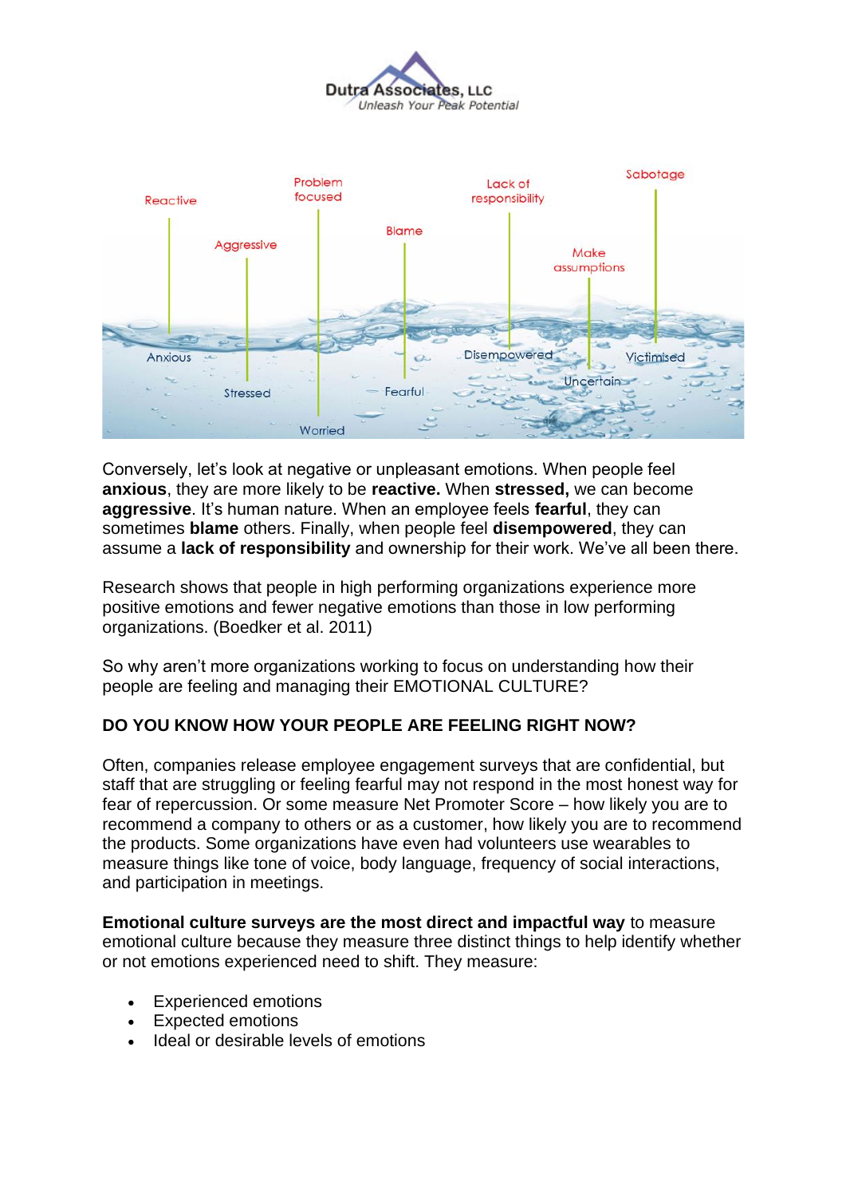Reactive | Aggressive | Problem focused | Blame | Lack of responsibility | Make assumptions | Sabotage

Anxious | Stressed | Worried | Fearful | Disempowered | Uncertain | Victimised

Conversely, let's look at negative or unpleasant emotions. When people feel **anxious**, they are more likely to be **reactive.** When **stressed,** we can become **aggressive**. It's human nature. When an employee feels **fearful**, they can sometimes **blame** others. Finally, when people feel **disempowered**, they can assume a **lack of responsibility** and ownership for their work. We've all been there.

Research shows that people in high performing organizations experience more positive emotions and fewer negative emotions than those in low performing organizations. (Boedker et al. 2011)

So why aren't more organizations working to focus on understanding how their people are feeling and managing their EMOTIONAL CULTURE?

**DO YOU KNOW HOW YOUR PEOPLE ARE FEELING RIGHT NOW?**

Often, companies release employee engagement surveys that are confidential, but staff that are struggling or feeling fearful may not respond in the most honest way for fear of repercussion. Or some measure Net Promoter Score – how likely you are to recommend a company to others or as a customer, how likely you are to recommend the products. Some organizations have even had volunteers use wearables to measure things like tone of voice, body language, frequency of social interactions, and participation in meetings.

**Emotional culture surveys are the most direct and impactful way** to measure emotional culture because they measure three distinct things to help identify whether or not emotions experienced need to shift. They measure:

- Experienced emotions
- Expected emotions
- Ideal or desirable levels of emotions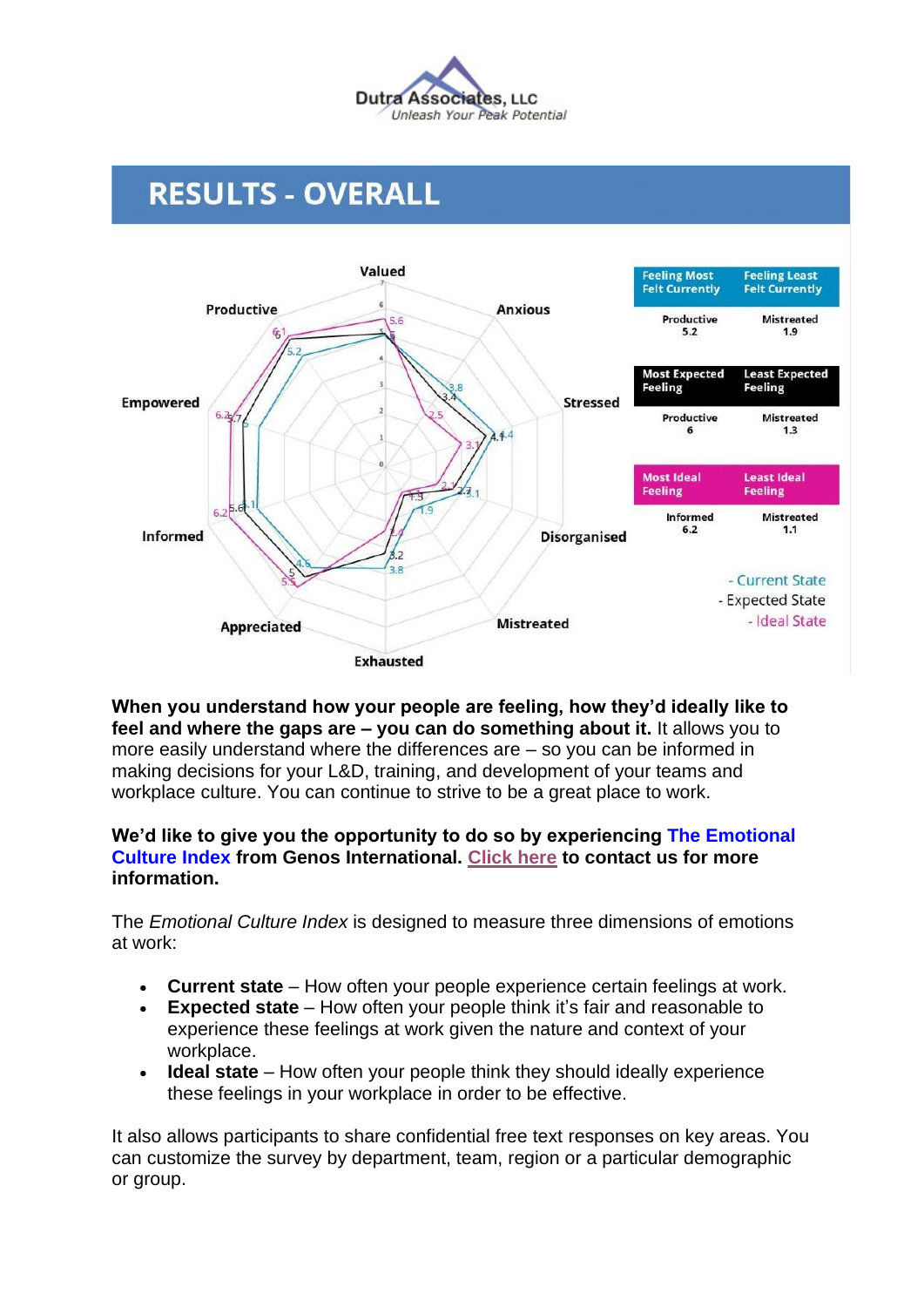Dutra Associates, LLC
*Unleash Your Peak Potential*

# RESULTS - OVERALL

| Feeling Most Felt Currently | Feeling Least Felt Currently |
| --- | --- |
| Productive 5.2 | Mistreated 1.9 |

| Most Expected Feeling | Least Expected Feeling |
| --- | --- |
| Productive 6 | Mistreated 1.3 |

| Most Ideal Feeling | Least Ideal Feeling |
| --- | --- |
| Informed 6.2 | Mistreated 1.1 |

- Current State
- Expected State
- Ideal State

**When you understand how your people are feeling, how they'd ideally like to feel and where the gaps are – you can do something about it.** It allows you to more easily understand where the differences are – so you can be informed in making decisions for your L&D, training, and development of your teams and workplace culture. You can continue to strive to be a great place to work.

**We'd like to give you the opportunity to do so by experiencing The Emotional Culture Index from Genos International. Click here to contact us for more information.**

The *Emotional Culture Index* is designed to measure three dimensions of emotions at work:

- **Current state** – How often your people experience certain feelings at work.
- **Expected state** – How often your people think it's fair and reasonable to experience these feelings at work given the nature and context of your workplace.
- **Ideal state** – How often your people think they should ideally experience these feelings in your workplace in order to be effective.

It also allows participants to share confidential free text responses on key areas. You can customize the survey by department, team, region or a particular demographic or group.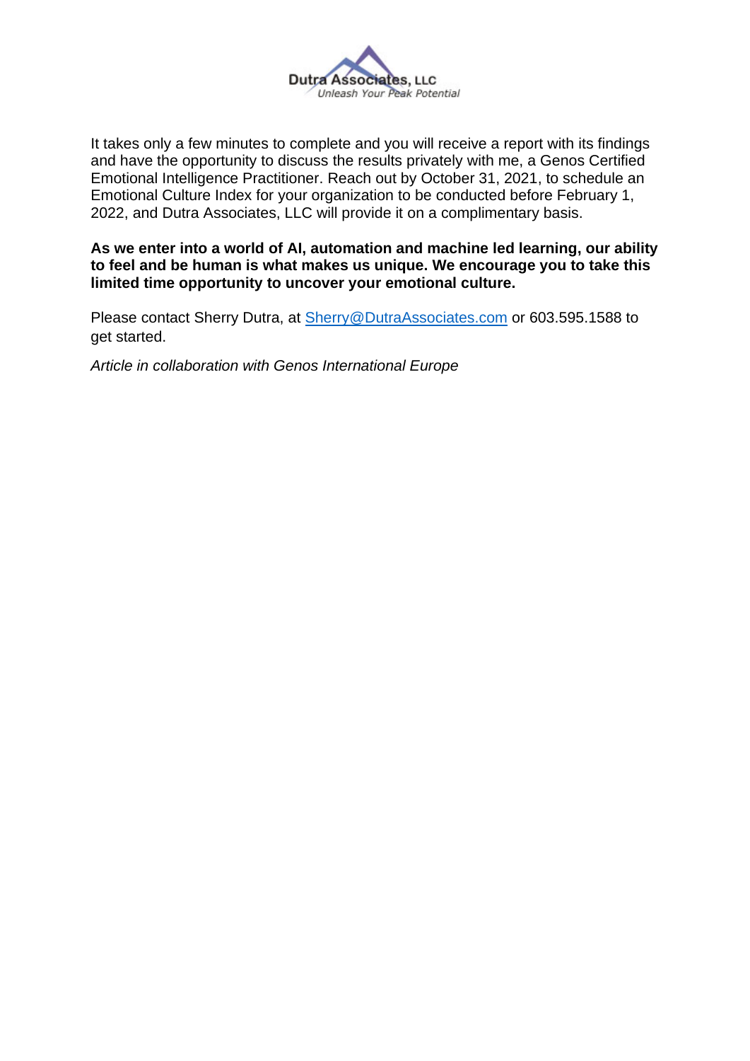It takes only a few minutes to complete and you will receive a report with its findings and have the opportunity to discuss the results privately with me, a Genos Certified Emotional Intelligence Practitioner. Reach out by October 31, 2021, to schedule an Emotional Culture Index for your organization to be conducted before February 1, 2022, and Dutra Associates, LLC will provide it on a complimentary basis.

**As we enter into a world of AI, automation and machine led learning, our ability to feel and be human is what makes us unique. We encourage you to take this limited time opportunity to uncover your emotional culture.**

Please contact Sherry Dutra, at Sherry@DutraAssociates.com or 603.595.1588 to get started.

*Article in collaboration with Genos International Europe*